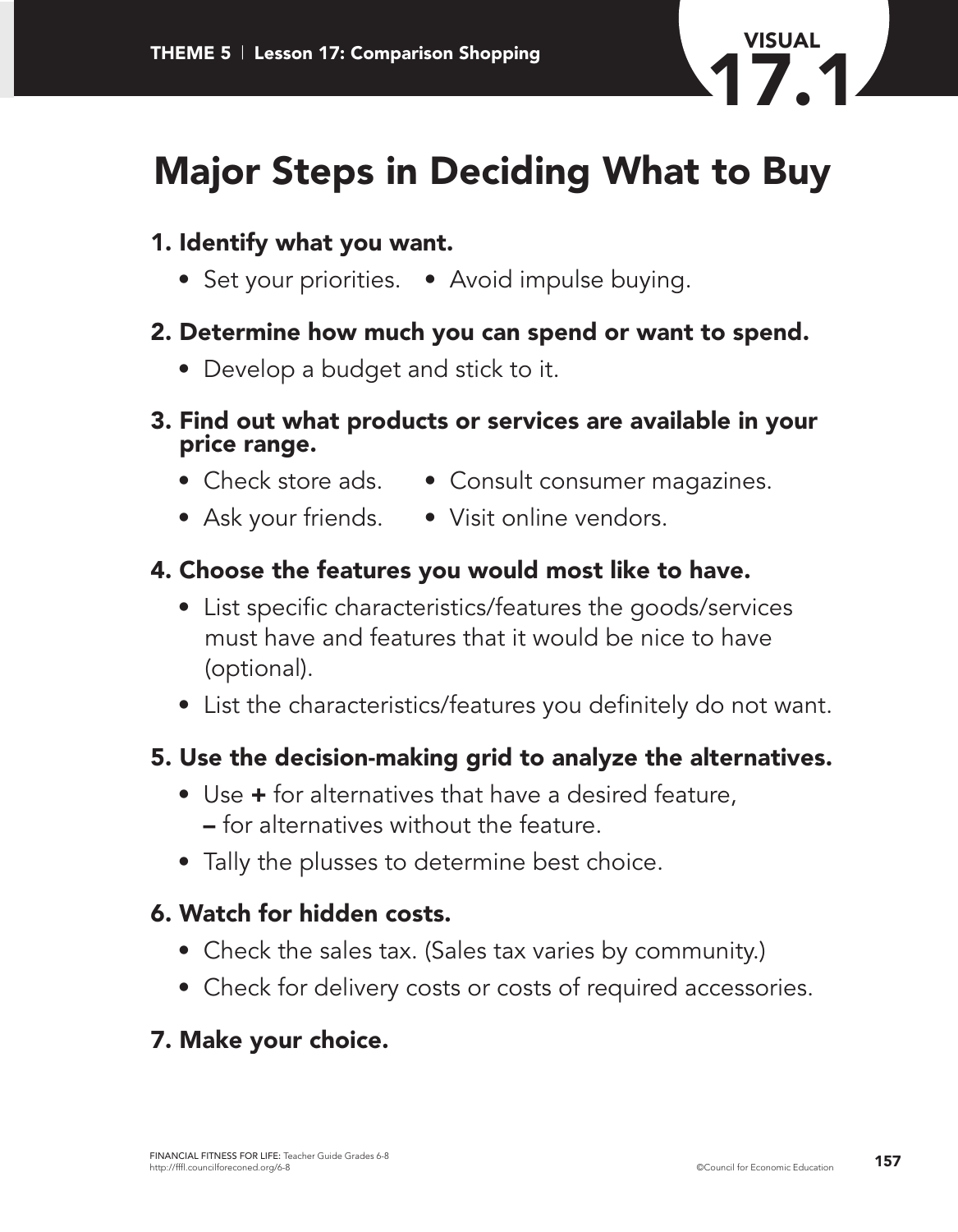# Major Steps in Deciding What to Buy

**1. Identify what you want.**

- Set your priorities.
- Avoid impulse buying.

**2. Determine how much you can spend or want to spend.**

- Develop a budget and stick to it.

**3. Find out what products or services are available in your price range.**

- Check store ads.
- Consult consumer magazines.
- Ask your friends.
- Visit online vendors.

**4. Choose the features you would most like to have.**

- List specific characteristics/features the goods/services must have and features that it would be nice to have (optional).
- List the characteristics/features you definitely do not want.

**5. Use the decision-making grid to analyze the alternatives.**

- Use **+** for alternatives that have a desired feature, **–** for alternatives without the feature.
- Tally the plusses to determine best choice.

**6. Watch for hidden costs.**

- Check the sales tax. (Sales tax varies by community.)
- Check for delivery costs or costs of required accessories.

**7. Make your choice.**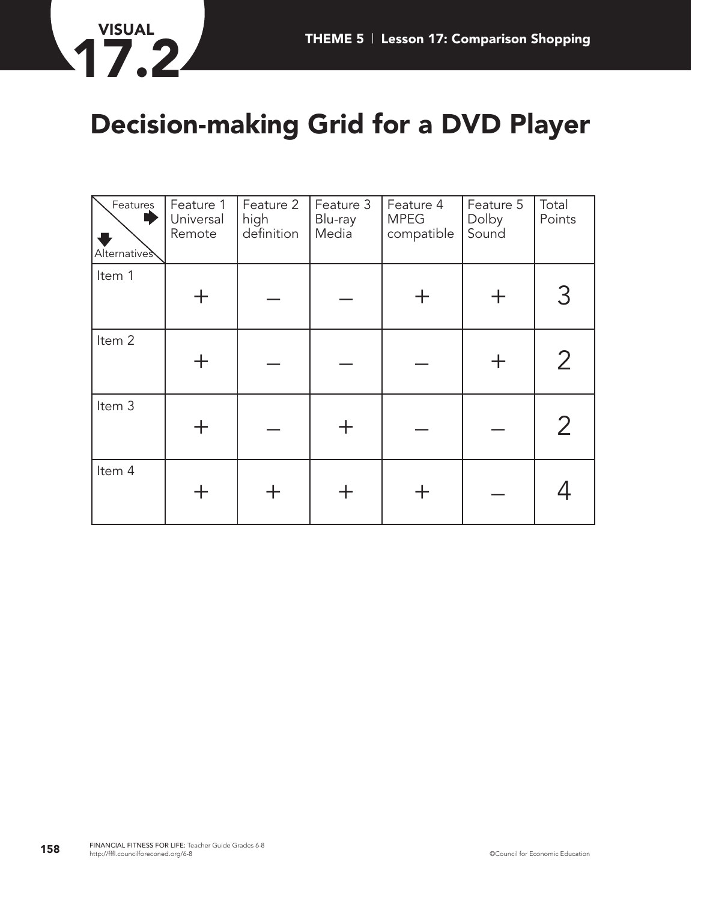VISUAL 17.2

# Decision-making Grid for a DVD Player

| Features → / Alternatives ↓ | Feature 1 Universal Remote | Feature 2 high definition | Feature 3 Blu-ray Media | Feature 4 MPEG compatible | Feature 5 Dolby Sound | Total Points |
|---|---|---|---|---|---|---|
| Item 1 | + | – | – | + | + | 3 |
| Item 2 | + | – | – | – | + | 2 |
| Item 3 | + | – | + | – | – | 2 |
| Item 4 | + | + | + | + | – | 4 |